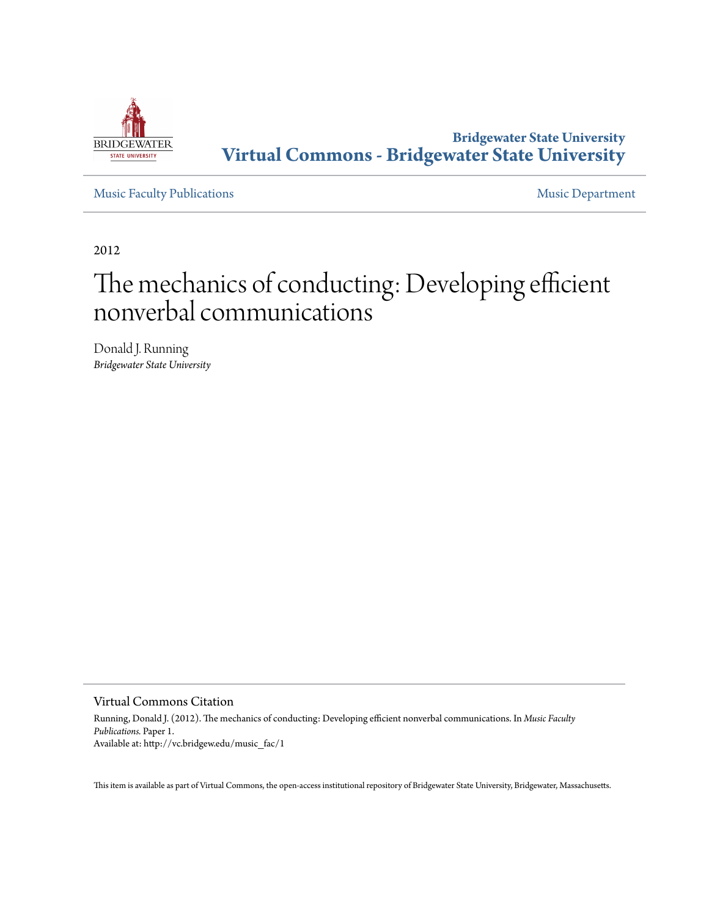Bridgewater State University
**Virtual Commons - Bridgewater State University**

Music Faculty Publications | Music Department

2012

# The mechanics of conducting: Developing efficient nonverbal communications

Donald J. Running
*Bridgewater State University*

## Virtual Commons Citation

Running, Donald J. (2012). The mechanics of conducting: Developing efficient nonverbal communications. In *Music Faculty Publications.* Paper 1.
Available at: http://vc.bridgew.edu/music_fac/1

This item is available as part of Virtual Commons, the open-access institutional repository of Bridgewater State University, Bridgewater, Massachusetts.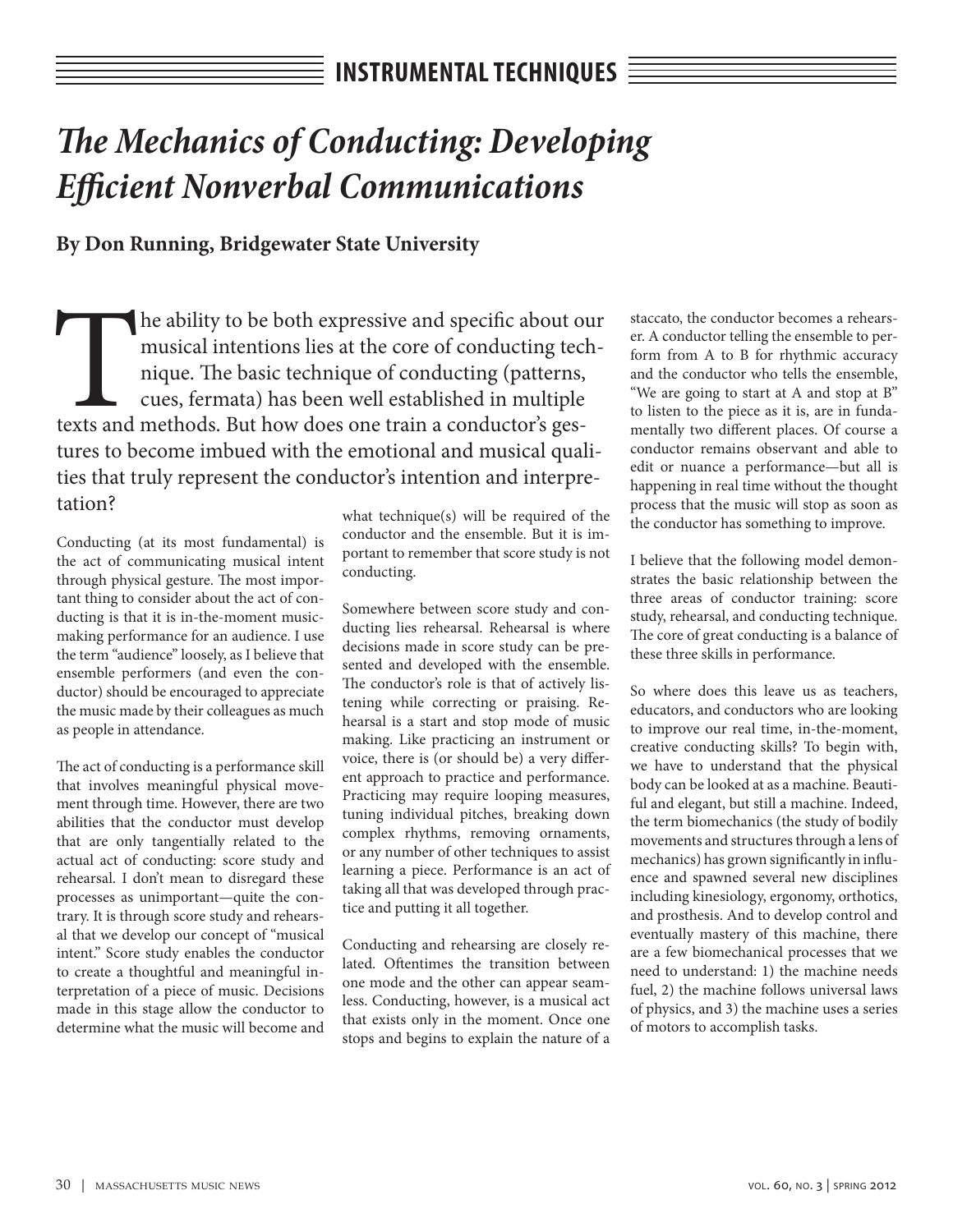## INSTRUMENTAL TECHNIQUES

# *The Mechanics of Conducting: Developing Efficient Nonverbal Communications*

**By Don Running, Bridgewater State University**

The ability to be both expressive and specific about our musical intentions lies at the core of conducting technique. The basic technique of conducting (patterns, cues, fermata) has been well established in multiple texts and methods. But how does one train a conductor's gestures to become imbued with the emotional and musical qualities that truly represent the conductor's intention and interpretation?

Conducting (at its most fundamental) is the act of communicating musical intent through physical gesture. The most important thing to consider about the act of conducting is that it is in-the-moment music-making performance for an audience. I use the term "audience" loosely, as I believe that ensemble performers (and even the conductor) should be encouraged to appreciate the music made by their colleagues as much as people in attendance.

The act of conducting is a performance skill that involves meaningful physical movement through time. However, there are two abilities that the conductor must develop that are only tangentially related to the actual act of conducting: score study and rehearsal. I don't mean to disregard these processes as unimportant—quite the contrary. It is through score study and rehearsal that we develop our concept of "musical intent." Score study enables the conductor to create a thoughtful and meaningful interpretation of a piece of music. Decisions made in this stage allow the conductor to determine what the music will become and what technique(s) will be required of the conductor and the ensemble. But it is important to remember that score study is not conducting.

Somewhere between score study and conducting lies rehearsal. Rehearsal is where decisions made in score study can be presented and developed with the ensemble. The conductor's role is that of actively listening while correcting or praising. Rehearsal is a start and stop mode of music making. Like practicing an instrument or voice, there is (or should be) a very different approach to practice and performance. Practicing may require looping measures, tuning individual pitches, breaking down complex rhythms, removing ornaments, or any number of other techniques to assist learning a piece. Performance is an act of taking all that was developed through practice and putting it all together.

Conducting and rehearsing are closely related. Oftentimes the transition between one mode and the other can appear seamless. Conducting, however, is a musical act that exists only in the moment. Once one stops and begins to explain the nature of a staccato, the conductor becomes a rehearser. A conductor telling the ensemble to perform from A to B for rhythmic accuracy and the conductor who tells the ensemble, "We are going to start at A and stop at B" to listen to the piece as it is, are in fundamentally two different places. Of course a conductor remains observant and able to edit or nuance a performance—but all is happening in real time without the thought process that the music will stop as soon as the conductor has something to improve.

I believe that the following model demonstrates the basic relationship between the three areas of conductor training: score study, rehearsal, and conducting technique. The core of great conducting is a balance of these three skills in performance.

So where does this leave us as teachers, educators, and conductors who are looking to improve our real time, in-the-moment, creative conducting skills? To begin with, we have to understand that the physical body can be looked at as a machine. Beautiful and elegant, but still a machine. Indeed, the term biomechanics (the study of bodily movements and structures through a lens of mechanics) has grown significantly in influence and spawned several new disciplines including kinesiology, ergonomy, orthotics, and prosthesis. And to develop control and eventually mastery of this machine, there are a few biomechanical processes that we need to understand: 1) the machine needs fuel, 2) the machine follows universal laws of physics, and 3) the machine uses a series of motors to accomplish tasks.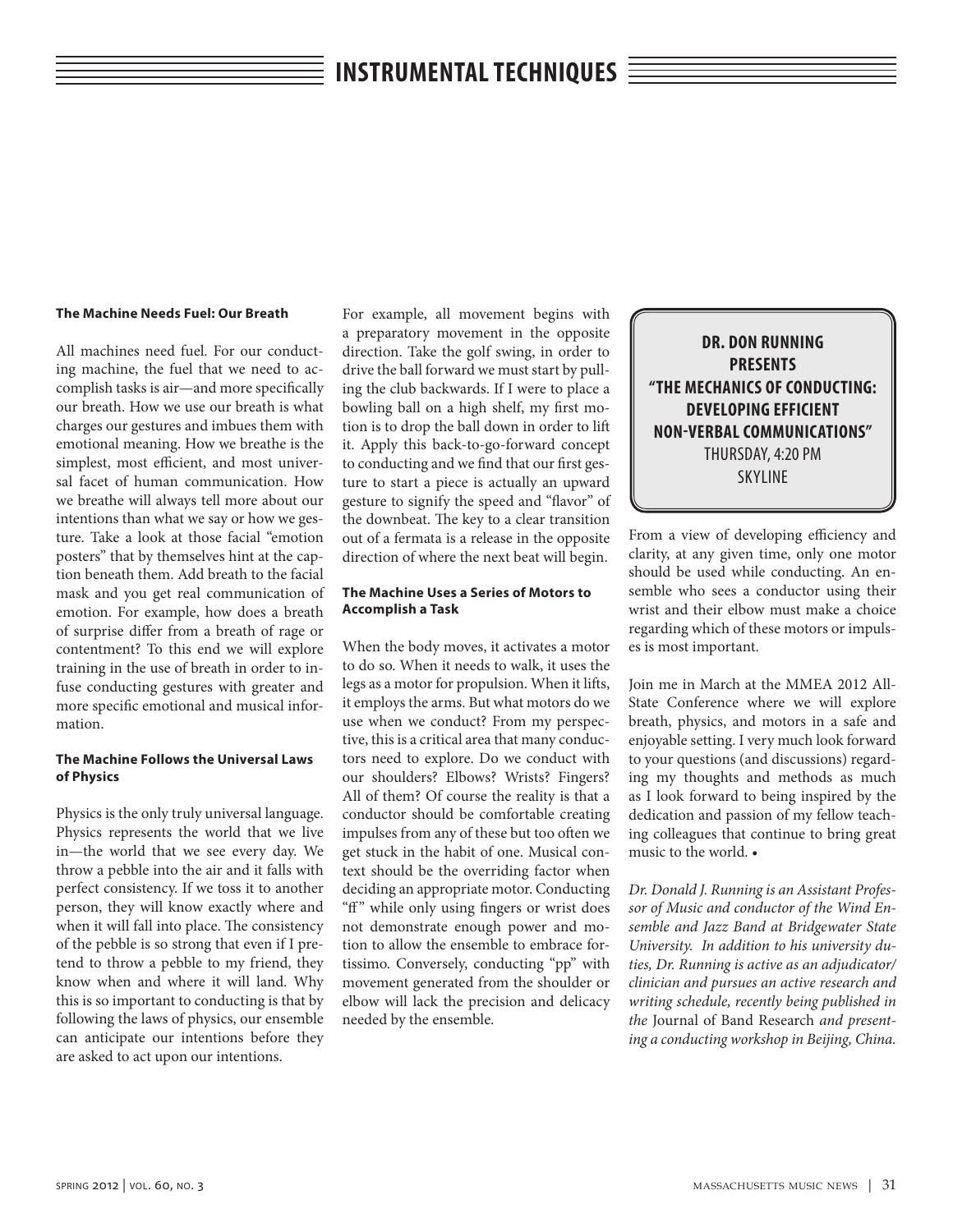### The Machine Needs Fuel: Our Breath

All machines need fuel. For our conducting machine, the fuel that we need to accomplish tasks is air—and more specifically our breath. How we use our breath is what charges our gestures and imbues them with emotional meaning. How we breathe is the simplest, most efficient, and most universal facet of human communication. How we breathe will always tell more about our intentions than what we say or how we gesture. Take a look at those facial "emotion posters" that by themselves hint at the caption beneath them. Add breath to the facial mask and you get real communication of emotion. For example, how does a breath of surprise differ from a breath of rage or contentment? To this end we will explore training in the use of breath in order to infuse conducting gestures with greater and more specific emotional and musical information.

### The Machine Follows the Universal Laws of Physics

Physics is the only truly universal language. Physics represents the world that we live in—the world that we see every day. We throw a pebble into the air and it falls with perfect consistency. If we toss it to another person, they will know exactly where and when it will fall into place. The consistency of the pebble is so strong that even if I pretend to throw a pebble to my friend, they know when and where it will land. Why this is so important to conducting is that by following the laws of physics, our ensemble can anticipate our intentions before they are asked to act upon our intentions.

For example, all movement begins with a preparatory movement in the opposite direction. Take the golf swing, in order to drive the ball forward we must start by pulling the club backwards. If I were to place a bowling ball on a high shelf, my first motion is to drop the ball down in order to lift it. Apply this back-to-go-forward concept to conducting and we find that our first gesture to start a piece is actually an upward gesture to signify the speed and "flavor" of the downbeat. The key to a clear transition out of a fermata is a release in the opposite direction of where the next beat will begin.

### The Machine Uses a Series of Motors to Accomplish a Task

When the body moves, it activates a motor to do so. When it needs to walk, it uses the legs as a motor for propulsion. When it lifts, it employs the arms. But what motors do we use when we conduct? From my perspective, this is a critical area that many conductors need to explore. Do we conduct with our shoulders? Elbows? Wrists? Fingers? All of them? Of course the reality is that a conductor should be comfortable creating impulses from any of these but too often we get stuck in the habit of one. Musical context should be the overriding factor when deciding an appropriate motor. Conducting "ff" while only using fingers or wrist does not demonstrate enough power and motion to allow the ensemble to embrace fortissimo. Conversely, conducting "pp" with movement generated from the shoulder or elbow will lack the precision and delicacy needed by the ensemble.

> **DR. DON RUNNING PRESENTS "THE MECHANICS OF CONDUCTING: DEVELOPING EFFICIENT NON-VERBAL COMMUNICATIONS"**
> THURSDAY, 4:20 PM
> SKYLINE

From a view of developing efficiency and clarity, at any given time, only one motor should be used while conducting. An ensemble who sees a conductor using their wrist and their elbow must make a choice regarding which of these motors or impulses is most important.

Join me in March at the MMEA 2012 All-State Conference where we will explore breath, physics, and motors in a safe and enjoyable setting. I very much look forward to your questions (and discussions) regarding my thoughts and methods as much as I look forward to being inspired by the dedication and passion of my fellow teaching colleagues that continue to bring great music to the world. •

*Dr. Donald J. Running is an Assistant Professor of Music and conductor of the Wind Ensemble and Jazz Band at Bridgewater State University. In addition to his university duties, Dr. Running is active as an adjudicator/clinician and pursues an active research and writing schedule, recently being published in the* Journal of Band Research *and presenting a conducting workshop in Beijing, China.*